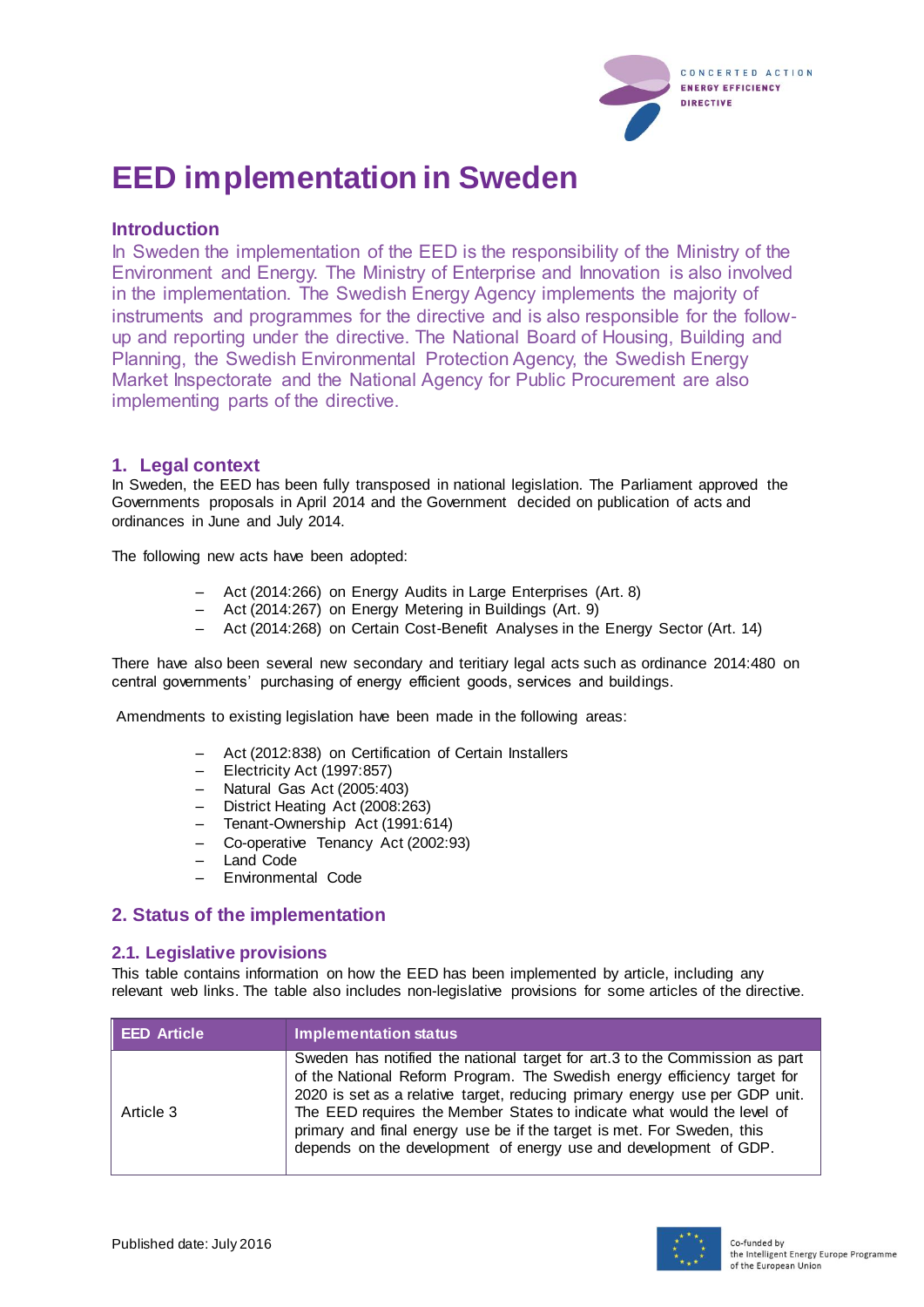# EED implementation in Sweden

## Introduction

In Sweden the implementation of the EED is the responsibility of the Ministry of the Environment and Energy. The Ministry of Enterprise and Innovation is also involved in the implementation. The Swedish Energy Agency implements the majority of instruments and programmes for the directive and is also responsible for the follow-up and reporting under the directive. The National Board of Housing, Building and Planning, the Swedish Environmental Protection Agency, the Swedish Energy Market Inspectorate and the National Agency for Public Procurement are also implementing parts of the directive.

## 1. Legal context

In Sweden, the EED has been fully transposed in national legislation. The Parliament approved the Governments proposals in April 2014 and the Government decided on publication of acts and ordinances in June and July 2014.

The following new acts have been adopted:

- Act (2014:266) on Energy Audits in Large Enterprises (Art. 8)
- Act (2014:267) on Energy Metering in Buildings (Art. 9)
- Act (2014:268) on Certain Cost-Benefit Analyses in the Energy Sector (Art. 14)

There have also been several new secondary and teritiary legal acts such as ordinance 2014:480 on central governments' purchasing of energy efficient goods, services and buildings.

Amendments to existing legislation have been made in the following areas:

- Act (2012:838) on Certification of Certain Installers
- Electricity Act (1997:857)
- Natural Gas Act (2005:403)
- District Heating Act (2008:263)
- Tenant-Ownership Act (1991:614)
- Co-operative Tenancy Act (2002:93)
- Land Code
- Environmental Code

## 2. Status of the implementation

### 2.1. Legislative provisions

This table contains information on how the EED has been implemented by article, including any relevant web links. The table also includes non-legislative provisions for some articles of the directive.

| EED Article | Implementation status |
|---|---|
| Article 3 | Sweden has notified the national target for art.3 to the Commission as part of the National Reform Program. The Swedish energy efficiency target for 2020 is set as a relative target, reducing primary energy use per GDP unit. The EED requires the Member States to indicate what would the level of primary and final energy use be if the target is met. For Sweden, this depends on the development of energy use and development of GDP. |

Published date: July 2016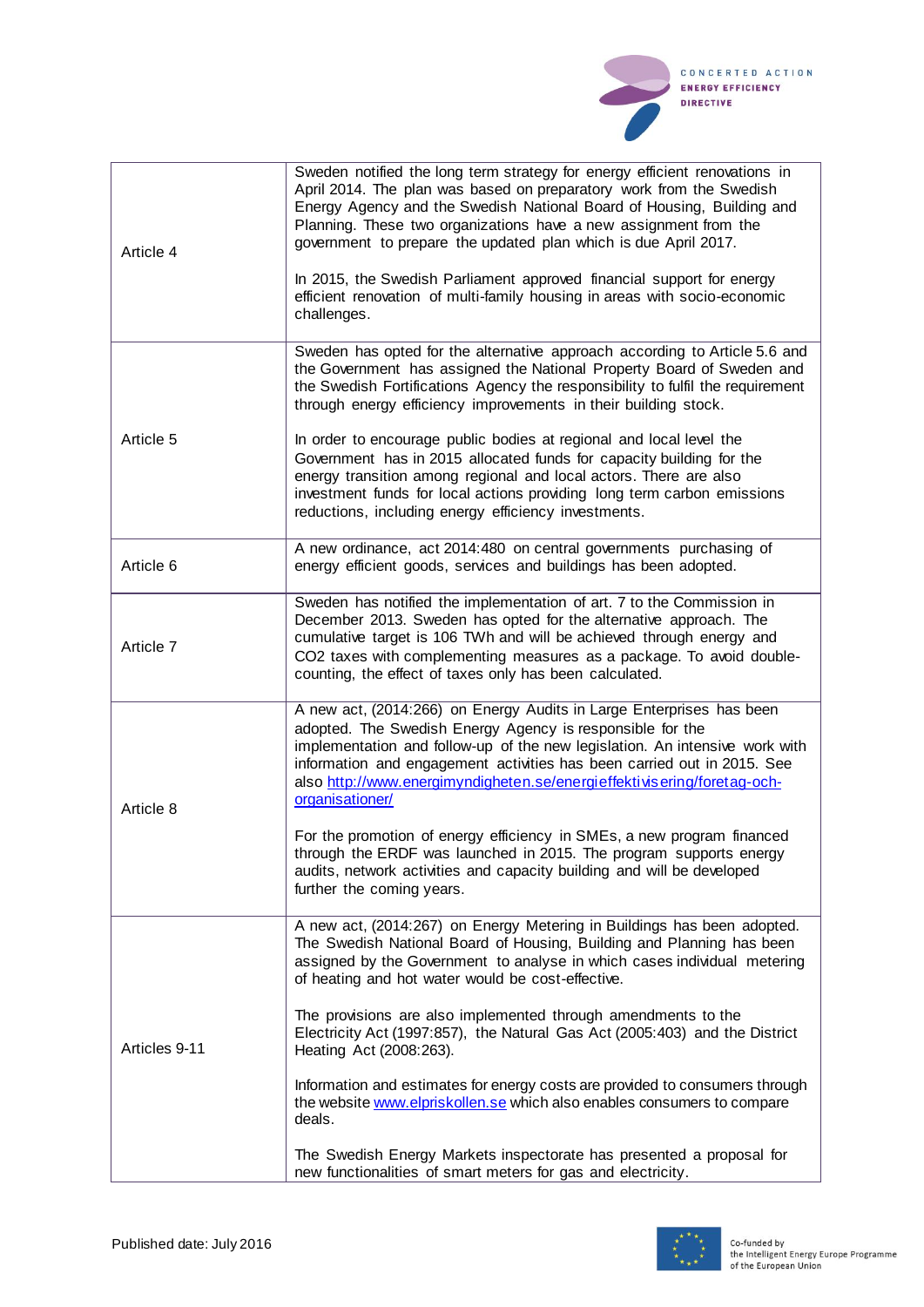| | |
|---|---|
| Article 4 | Sweden notified the long term strategy for energy efficient renovations in April 2014. The plan was based on preparatory work from the Swedish Energy Agency and the Swedish National Board of Housing, Building and Planning. These two organizations have a new assignment from the government to prepare the updated plan which is due April 2017.<br><br>In 2015, the Swedish Parliament approved financial support for energy efficient renovation of multi-family housing in areas with socio-economic challenges. |
| Article 5 | Sweden has opted for the alternative approach according to Article 5.6 and the Government has assigned the National Property Board of Sweden and the Swedish Fortifications Agency the responsibility to fulfil the requirement through energy efficiency improvements in their building stock.<br><br>In order to encourage public bodies at regional and local level the Government has in 2015 allocated funds for capacity building for the energy transition among regional and local actors. There are also investment funds for local actions providing long term carbon emissions reductions, including energy efficiency investments. |
| Article 6 | A new ordinance, act 2014:480 on central governments purchasing of energy efficient goods, services and buildings has been adopted. |
| Article 7 | Sweden has notified the implementation of art. 7 to the Commission in December 2013. Sweden has opted for the alternative approach. The cumulative target is 106 TWh and will be achieved through energy and $CO_2$ taxes with complementing measures as a package. To avoid double-counting, the effect of taxes only has been calculated. |
| Article 8 | A new act, (2014:266) on Energy Audits in Large Enterprises has been adopted. The Swedish Energy Agency is responsible for the implementation and follow-up of the new legislation. An intensive work with information and engagement activities has been carried out in 2015. See also http://www.energimyndigheten.se/energieffektivisering/foretag-och-organisationer/<br><br>For the promotion of energy efficiency in SMEs, a new program financed through the ERDF was launched in 2015. The program supports energy audits, network activities and capacity building and will be developed further the coming years. |
| Articles 9-11 | A new act, (2014:267) on Energy Metering in Buildings has been adopted. The Swedish National Board of Housing, Building and Planning has been assigned by the Government to analyse in which cases individual metering of heating and hot water would be cost-effective.<br><br>The provisions are also implemented through amendments to the Electricity Act (1997:857), the Natural Gas Act (2005:403) and the District Heating Act (2008:263).<br><br>Information and estimates for energy costs are provided to consumers through the website www.elpriskollen.se which also enables consumers to compare deals.<br><br>The Swedish Energy Markets inspectorate has presented a proposal for new functionalities of smart meters for gas and electricity. |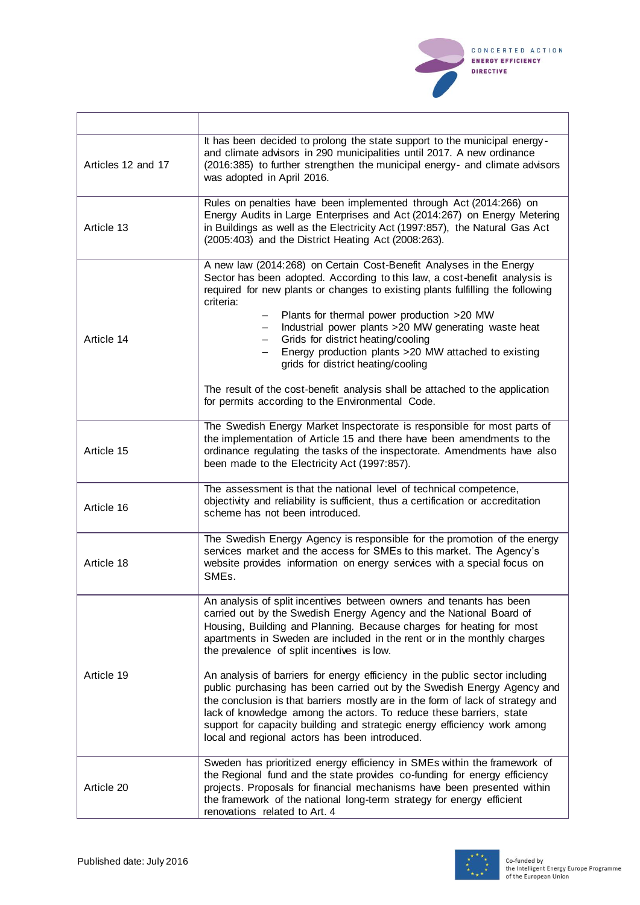| | |
|---|---|
| Articles 12 and 17 | It has been decided to prolong the state support to the municipal energy- and climate advisors in 290 municipalities until 2017. A new ordinance (2016:385) to further strengthen the municipal energy- and climate advisors was adopted in April 2016. |
| Article 13 | Rules on penalties have been implemented through Act (2014:266) on Energy Audits in Large Enterprises and Act (2014:267) on Energy Metering in Buildings as well as the Electricity Act (1997:857), the Natural Gas Act (2005:403) and the District Heating Act (2008:263). |
| Article 14 | A new law (2014:268) on Certain Cost-Benefit Analyses in the Energy Sector has been adopted. According to this law, a cost-benefit analysis is required for new plants or changes to existing plants fulfilling the following criteria:<br>– Plants for thermal power production >20 MW<br>– Industrial power plants >20 MW generating waste heat<br>– Grids for district heating/cooling<br>– Energy production plants >20 MW attached to existing grids for district heating/cooling<br><br>The result of the cost-benefit analysis shall be attached to the application for permits according to the Environmental Code. |
| Article 15 | The Swedish Energy Market Inspectorate is responsible for most parts of the implementation of Article 15 and there have been amendments to the ordinance regulating the tasks of the inspectorate. Amendments have also been made to the Electricity Act (1997:857). |
| Article 16 | The assessment is that the national level of technical competence, objectivity and reliability is sufficient, thus a certification or accreditation scheme has not been introduced. |
| Article 18 | The Swedish Energy Agency is responsible for the promotion of the energy services market and the access for SMEs to this market. The Agency's website provides information on energy services with a special focus on SMEs. |
| Article 19 | An analysis of split incentives between owners and tenants has been carried out by the Swedish Energy Agency and the National Board of Housing, Building and Planning. Because charges for heating for most apartments in Sweden are included in the rent or in the monthly charges the prevalence of split incentives is low.<br><br>An analysis of barriers for energy efficiency in the public sector including public purchasing has been carried out by the Swedish Energy Agency and the conclusion is that barriers mostly are in the form of lack of strategy and lack of knowledge among the actors. To reduce these barriers, state support for capacity building and strategic energy efficiency work among local and regional actors has been introduced. |
| Article 20 | Sweden has prioritized energy efficiency in SMEs within the framework of the Regional fund and the state provides co-funding for energy efficiency projects. Proposals for financial mechanisms have been presented within the framework of the national long-term strategy for energy efficient renovations related to Art. 4 |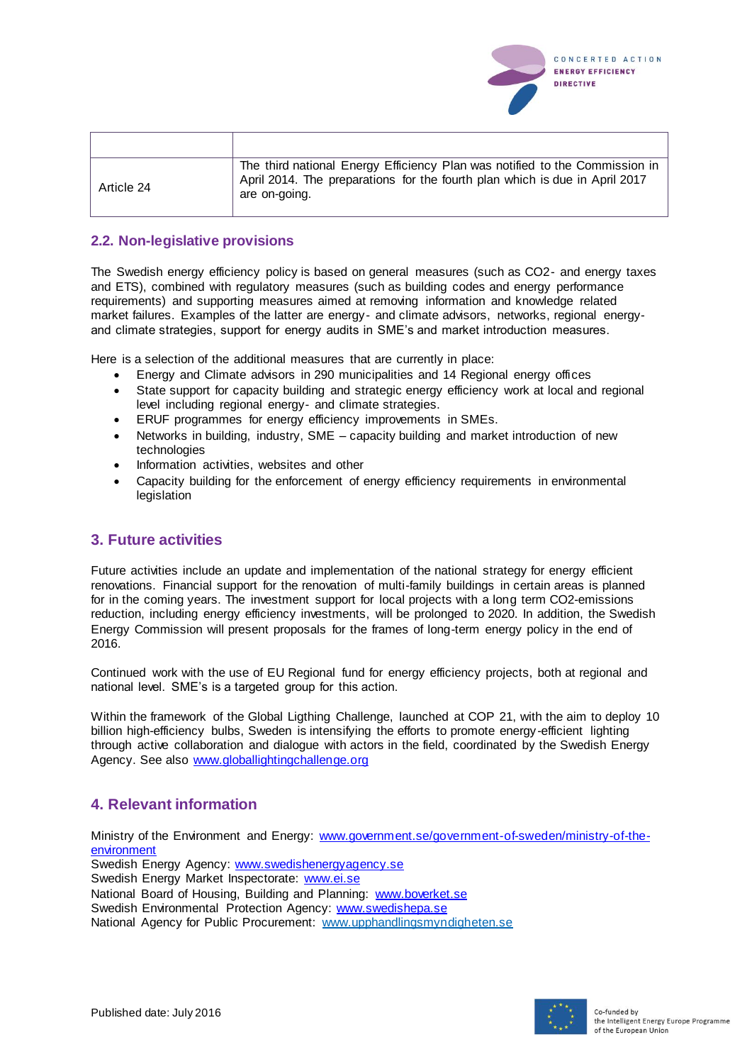| | |
|---|---|
| Article 24 | The third national Energy Efficiency Plan was notified to the Commission in April 2014. The preparations for the fourth plan which is due in April 2017 are on-going. |

## 2.2. Non-legislative provisions

The Swedish energy efficiency policy is based on general measures (such as CO2- and energy taxes and ETS), combined with regulatory measures (such as building codes and energy performance requirements) and supporting measures aimed at removing information and knowledge related market failures. Examples of the latter are energy- and climate advisors, networks, regional energy- and climate strategies, support for energy audits in SME's and market introduction measures.

Here is a selection of the additional measures that are currently in place:

- Energy and Climate advisors in 290 municipalities and 14 Regional energy offices
- State support for capacity building and strategic energy efficiency work at local and regional level including regional energy- and climate strategies.
- ERUF programmes for energy efficiency improvements in SMEs.
- Networks in building, industry, SME – capacity building and market introduction of new technologies
- Information activities, websites and other
- Capacity building for the enforcement of energy efficiency requirements in environmental legislation

# 3. Future activities

Future activities include an update and implementation of the national strategy for energy efficient renovations. Financial support for the renovation of multi-family buildings in certain areas is planned for in the coming years. The investment support for local projects with a long term CO2-emissions reduction, including energy efficiency investments, will be prolonged to 2020. In addition, the Swedish Energy Commission will present proposals for the frames of long-term energy policy in the end of 2016.

Continued work with the use of EU Regional fund for energy efficiency projects, both at regional and national level. SME's is a targeted group for this action.

Within the framework of the Global Ligthing Challenge, launched at COP 21, with the aim to deploy 10 billion high-efficiency bulbs, Sweden is intensifying the efforts to promote energy-efficient lighting through active collaboration and dialogue with actors in the field, coordinated by the Swedish Energy Agency. See also www.globallightingchallenge.org

# 4. Relevant information

Ministry of the Environment and Energy: www.government.se/government-of-sweden/ministry-of-the-environment
Swedish Energy Agency: www.swedishenergyagency.se
Swedish Energy Market Inspectorate: www.ei.se
National Board of Housing, Building and Planning: www.boverket.se
Swedish Environmental Protection Agency: www.swedishepa.se
National Agency for Public Procurement: www.upphandlingsmyndigheten.se

Published date: July 2016